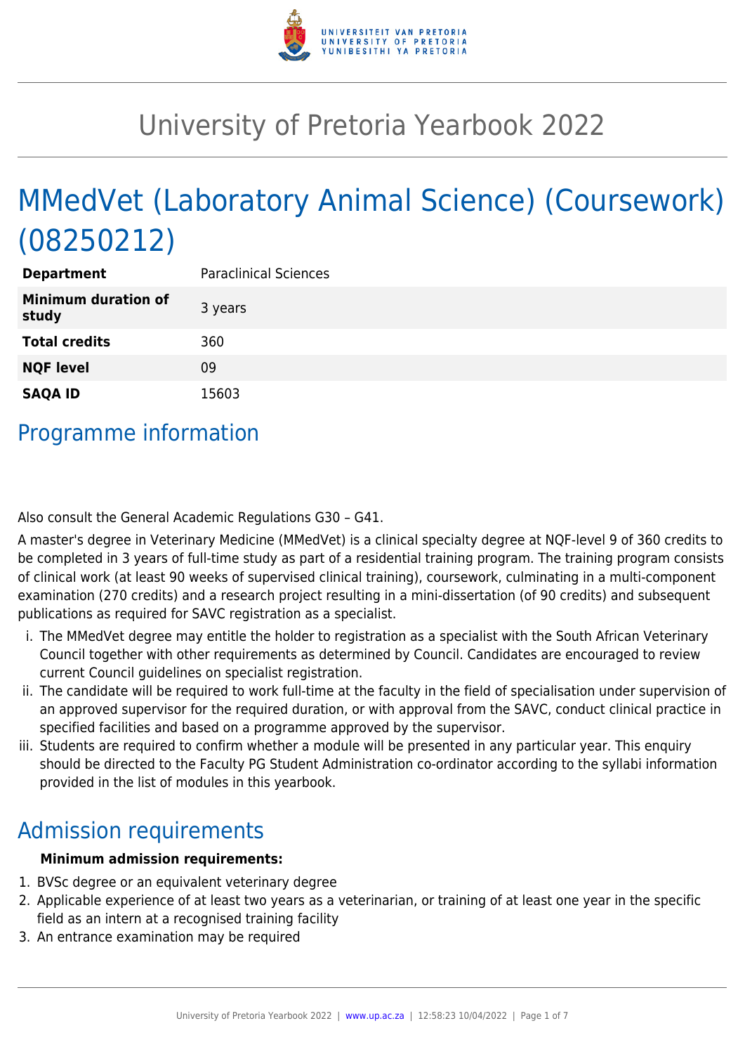# University of Pretoria Yearbook 2022

# MMedVet (Laboratory Animal Science) (Coursework) (08250212)

| **Department** | Paraclinical Sciences |
|---|---|
| **Minimum duration of study** | 3 years |
| **Total credits** | 360 |
| **NQF level** | 09 |
| **SAQA ID** | 15603 |

## Programme information

Also consult the General Academic Regulations G30 – G41.

A master's degree in Veterinary Medicine (MMedVet) is a clinical specialty degree at NQF-level 9 of 360 credits to be completed in 3 years of full-time study as part of a residential training program. The training program consists of clinical work (at least 90 weeks of supervised clinical training), coursework, culminating in a multi-component examination (270 credits) and a research project resulting in a mini-dissertation (of 90 credits) and subsequent publications as required for SAVC registration as a specialist.

i. The MMedVet degree may entitle the holder to registration as a specialist with the South African Veterinary Council together with other requirements as determined by Council. Candidates are encouraged to review current Council guidelines on specialist registration.
ii. The candidate will be required to work full-time at the faculty in the field of specialisation under supervision of an approved supervisor for the required duration, or with approval from the SAVC, conduct clinical practice in specified facilities and based on a programme approved by the supervisor.
iii. Students are required to confirm whether a module will be presented in any particular year. This enquiry should be directed to the Faculty PG Student Administration co-ordinator according to the syllabi information provided in the list of modules in this yearbook.

## Admission requirements

**Minimum admission requirements:**

1. BVSc degree or an equivalent veterinary degree
2. Applicable experience of at least two years as a veterinarian, or training of at least one year in the specific field as an intern at a recognised training facility
3. An entrance examination may be required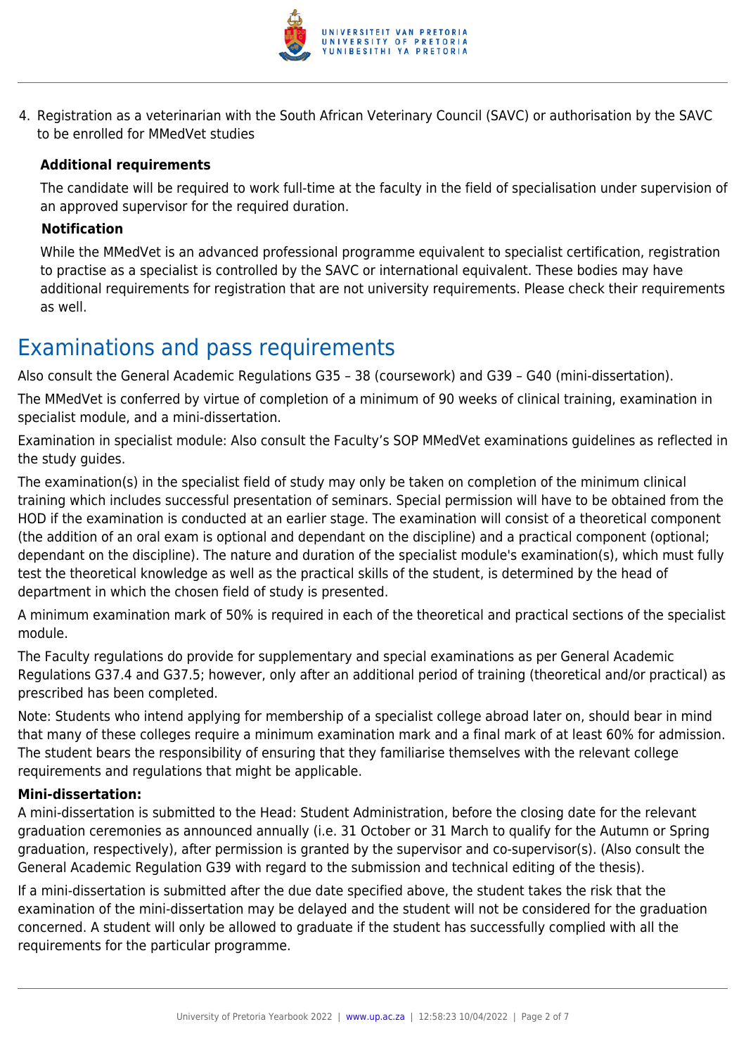4. Registration as a veterinarian with the South African Veterinary Council (SAVC) or authorisation by the SAVC to be enrolled for MMedVet studies

**Additional requirements**

The candidate will be required to work full-time at the faculty in the field of specialisation under supervision of an approved supervisor for the required duration.

**Notification**

While the MMedVet is an advanced professional programme equivalent to specialist certification, registration to practise as a specialist is controlled by the SAVC or international equivalent. These bodies may have additional requirements for registration that are not university requirements. Please check their requirements as well.

# Examinations and pass requirements

Also consult the General Academic Regulations G35 – 38 (coursework) and G39 – G40 (mini-dissertation).

The MMedVet is conferred by virtue of completion of a minimum of 90 weeks of clinical training, examination in specialist module, and a mini-dissertation.

Examination in specialist module: Also consult the Faculty's SOP MMedVet examinations guidelines as reflected in the study guides.

The examination(s) in the specialist field of study may only be taken on completion of the minimum clinical training which includes successful presentation of seminars. Special permission will have to be obtained from the HOD if the examination is conducted at an earlier stage. The examination will consist of a theoretical component (the addition of an oral exam is optional and dependant on the discipline) and a practical component (optional; dependant on the discipline). The nature and duration of the specialist module's examination(s), which must fully test the theoretical knowledge as well as the practical skills of the student, is determined by the head of department in which the chosen field of study is presented.

A minimum examination mark of 50% is required in each of the theoretical and practical sections of the specialist module.

The Faculty regulations do provide for supplementary and special examinations as per General Academic Regulations G37.4 and G37.5; however, only after an additional period of training (theoretical and/or practical) as prescribed has been completed.

Note: Students who intend applying for membership of a specialist college abroad later on, should bear in mind that many of these colleges require a minimum examination mark and a final mark of at least 60% for admission. The student bears the responsibility of ensuring that they familiarise themselves with the relevant college requirements and regulations that might be applicable.

**Mini-dissertation:**

A mini-dissertation is submitted to the Head: Student Administration, before the closing date for the relevant graduation ceremonies as announced annually (i.e. 31 October or 31 March to qualify for the Autumn or Spring graduation, respectively), after permission is granted by the supervisor and co-supervisor(s). (Also consult the General Academic Regulation G39 with regard to the submission and technical editing of the thesis).

If a mini-dissertation is submitted after the due date specified above, the student takes the risk that the examination of the mini-dissertation may be delayed and the student will not be considered for the graduation concerned. A student will only be allowed to graduate if the student has successfully complied with all the requirements for the particular programme.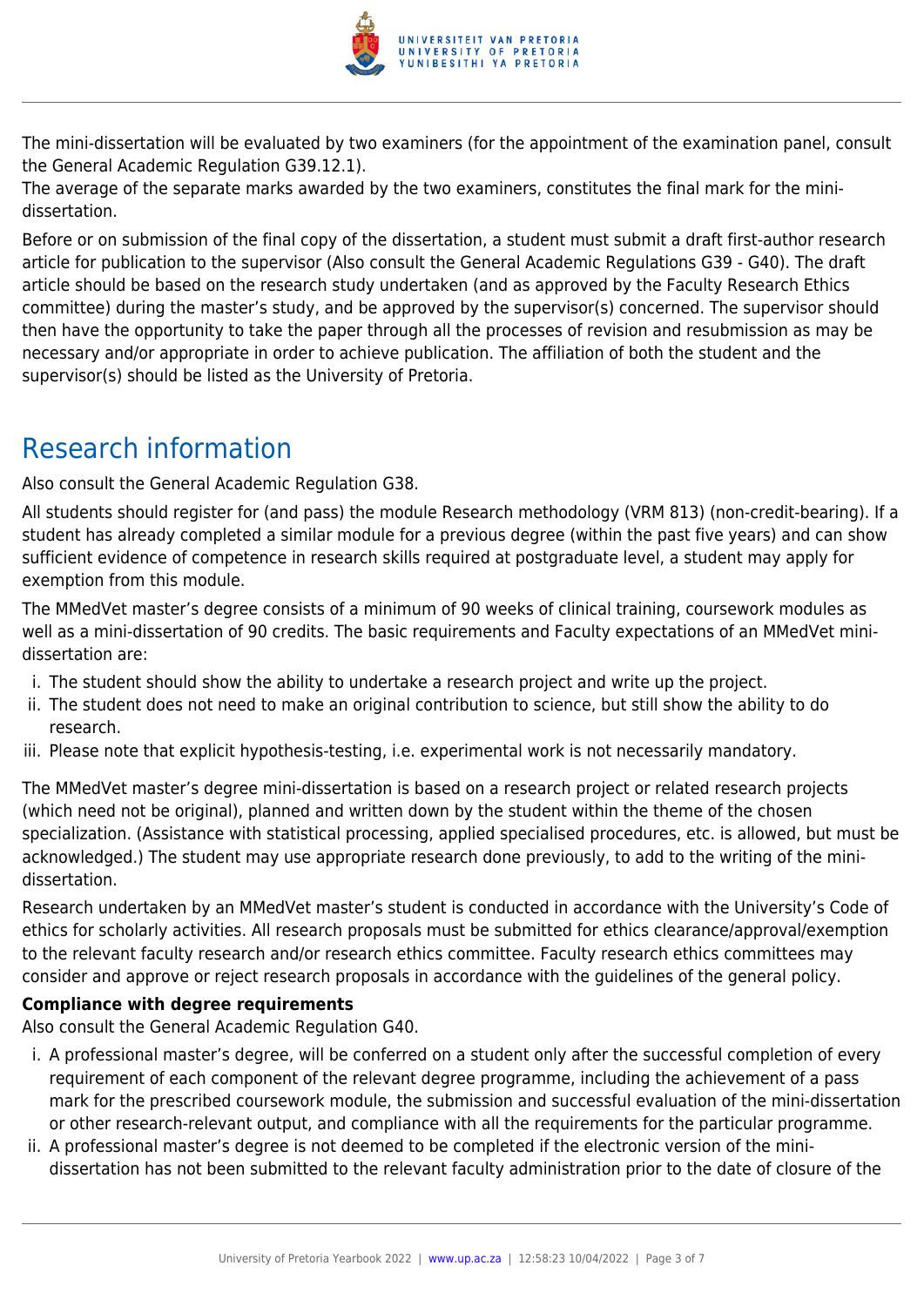The mini-dissertation will be evaluated by two examiners (for the appointment of the examination panel, consult the General Academic Regulation G39.12.1).
The average of the separate marks awarded by the two examiners, constitutes the final mark for the mini-dissertation.

Before or on submission of the final copy of the dissertation, a student must submit a draft first-author research article for publication to the supervisor (Also consult the General Academic Regulations G39 - G40). The draft article should be based on the research study undertaken (and as approved by the Faculty Research Ethics committee) during the master's study, and be approved by the supervisor(s) concerned. The supervisor should then have the opportunity to take the paper through all the processes of revision and resubmission as may be necessary and/or appropriate in order to achieve publication. The affiliation of both the student and the supervisor(s) should be listed as the University of Pretoria.

## Research information

Also consult the General Academic Regulation G38.

All students should register for (and pass) the module Research methodology (VRM 813) (non-credit-bearing). If a student has already completed a similar module for a previous degree (within the past five years) and can show sufficient evidence of competence in research skills required at postgraduate level, a student may apply for exemption from this module.

The MMedVet master's degree consists of a minimum of 90 weeks of clinical training, coursework modules as well as a mini-dissertation of 90 credits. The basic requirements and Faculty expectations of an MMedVet mini-dissertation are:

i. The student should show the ability to undertake a research project and write up the project.
ii. The student does not need to make an original contribution to science, but still show the ability to do research.
iii. Please note that explicit hypothesis-testing, i.e. experimental work is not necessarily mandatory.

The MMedVet master's degree mini-dissertation is based on a research project or related research projects (which need not be original), planned and written down by the student within the theme of the chosen specialization. (Assistance with statistical processing, applied specialised procedures, etc. is allowed, but must be acknowledged.) The student may use appropriate research done previously, to add to the writing of the mini-dissertation.

Research undertaken by an MMedVet master's student is conducted in accordance with the University's Code of ethics for scholarly activities. All research proposals must be submitted for ethics clearance/approval/exemption to the relevant faculty research and/or research ethics committee. Faculty research ethics committees may consider and approve or reject research proposals in accordance with the guidelines of the general policy.

**Compliance with degree requirements**
Also consult the General Academic Regulation G40.

i. A professional master's degree, will be conferred on a student only after the successful completion of every requirement of each component of the relevant degree programme, including the achievement of a pass mark for the prescribed coursework module, the submission and successful evaluation of the mini-dissertation or other research-relevant output, and compliance with all the requirements for the particular programme.
ii. A professional master's degree is not deemed to be completed if the electronic version of the mini-dissertation has not been submitted to the relevant faculty administration prior to the date of closure of the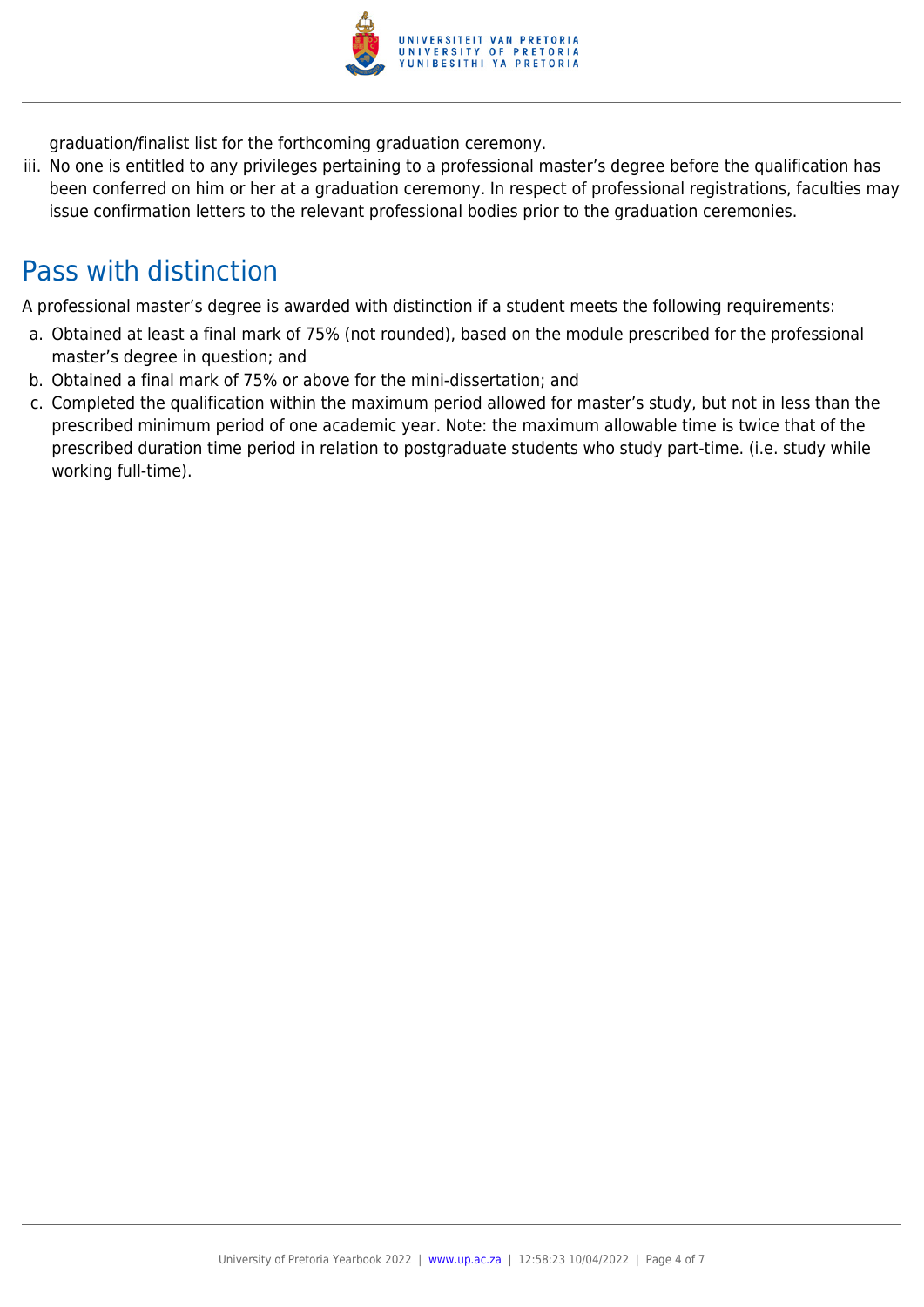graduation/finalist list for the forthcoming graduation ceremony.

iii. No one is entitled to any privileges pertaining to a professional master's degree before the qualification has been conferred on him or her at a graduation ceremony. In respect of professional registrations, faculties may issue confirmation letters to the relevant professional bodies prior to the graduation ceremonies.

## Pass with distinction

A professional master's degree is awarded with distinction if a student meets the following requirements:

a. Obtained at least a final mark of 75% (not rounded), based on the module prescribed for the professional master's degree in question; and
b. Obtained a final mark of 75% or above for the mini-dissertation; and
c. Completed the qualification within the maximum period allowed for master's study, but not in less than the prescribed minimum period of one academic year. Note: the maximum allowable time is twice that of the prescribed duration time period in relation to postgraduate students who study part-time. (i.e. study while working full-time).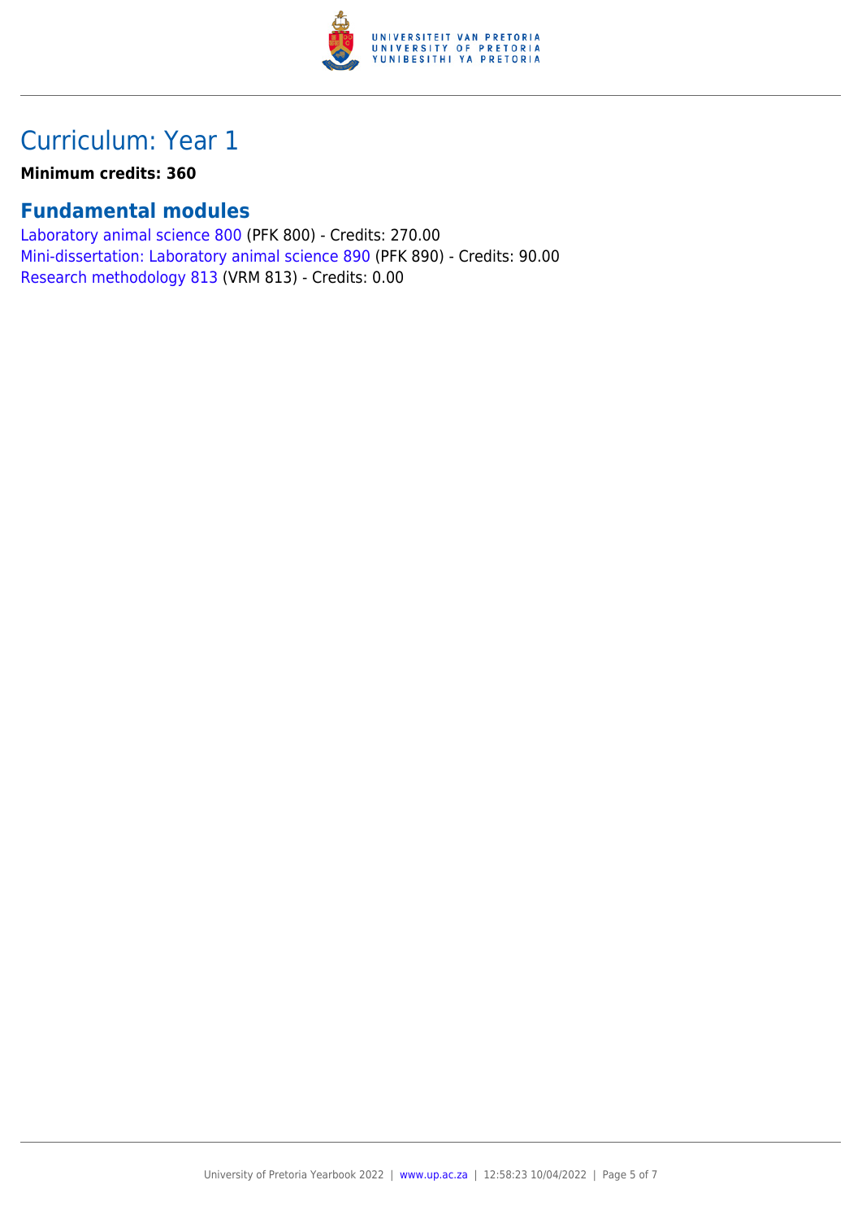# Curriculum: Year 1

**Minimum credits: 360**

## Fundamental modules

Laboratory animal science 800 (PFK 800) - Credits: 270.00
Mini-dissertation: Laboratory animal science 890 (PFK 890) - Credits: 90.00
Research methodology 813 (VRM 813) - Credits: 0.00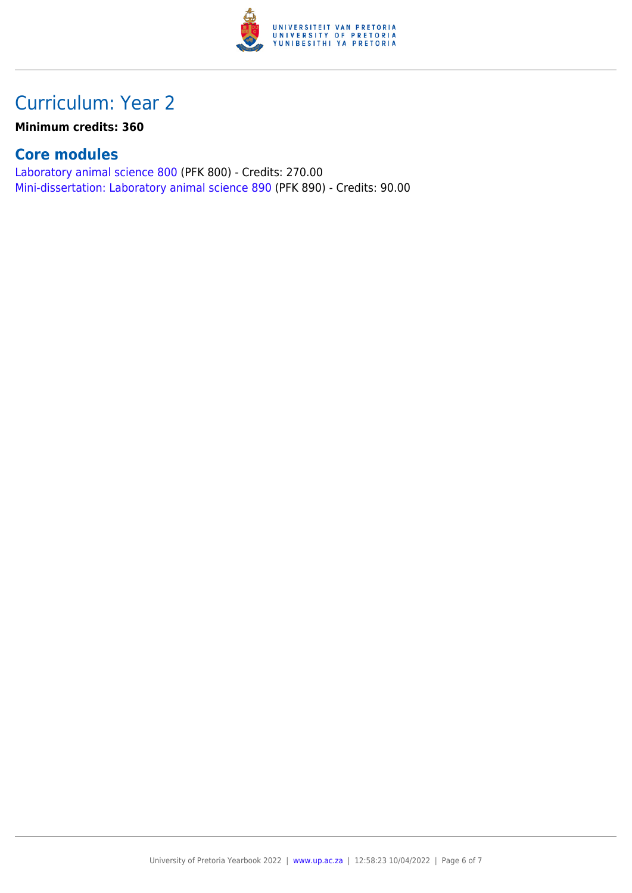# Curriculum: Year 2

**Minimum credits: 360**

## Core modules

Laboratory animal science 800 (PFK 800) - Credits: 270.00
Mini-dissertation: Laboratory animal science 890 (PFK 890) - Credits: 90.00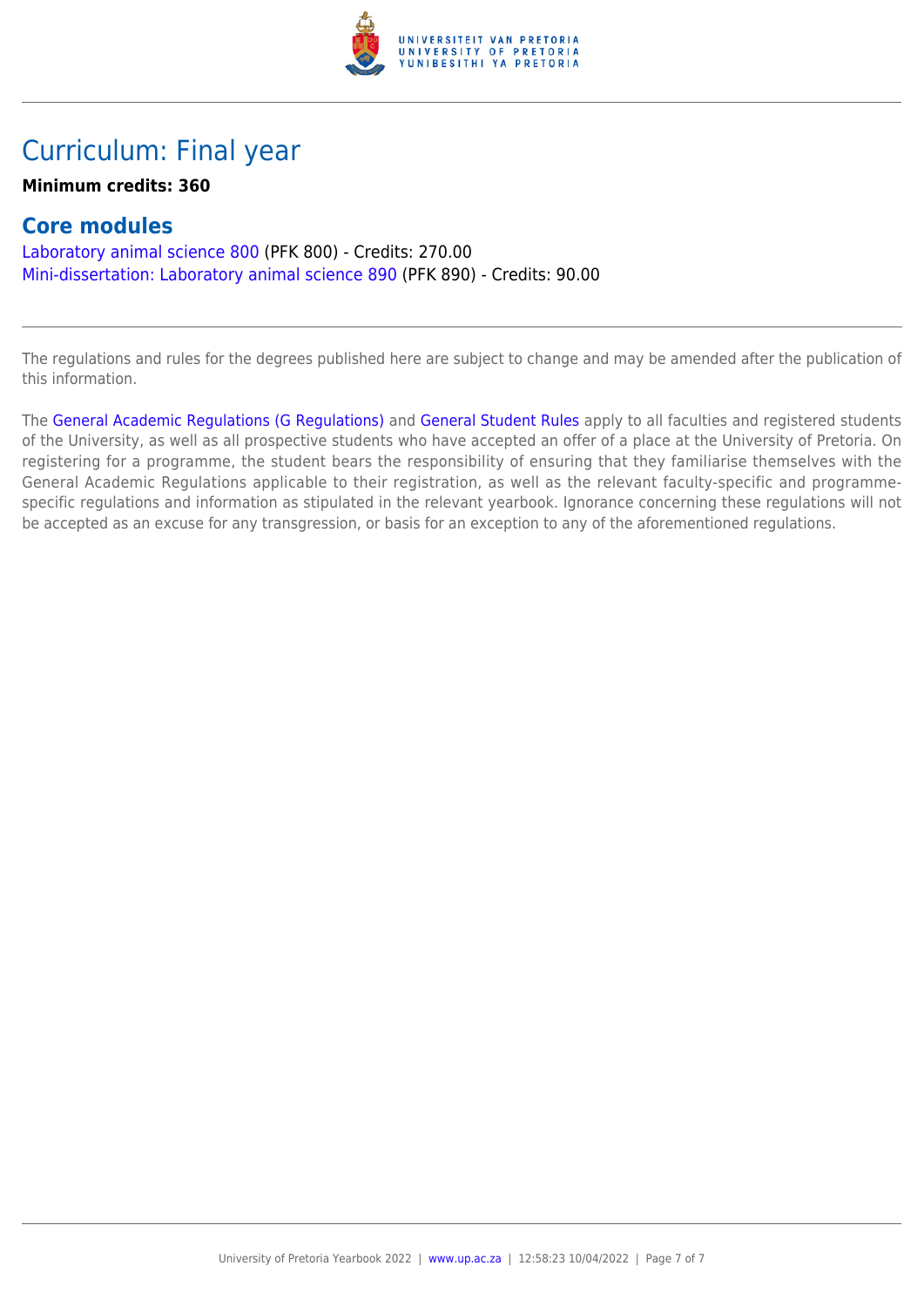## Curriculum: Final year

**Minimum credits: 360**

### Core modules

Laboratory animal science 800 (PFK 800) - Credits: 270.00
Mini-dissertation: Laboratory animal science 890 (PFK 890) - Credits: 90.00

The regulations and rules for the degrees published here are subject to change and may be amended after the publication of this information.

The General Academic Regulations (G Regulations) and General Student Rules apply to all faculties and registered students of the University, as well as all prospective students who have accepted an offer of a place at the University of Pretoria. On registering for a programme, the student bears the responsibility of ensuring that they familiarise themselves with the General Academic Regulations applicable to their registration, as well as the relevant faculty-specific and programme-specific regulations and information as stipulated in the relevant yearbook. Ignorance concerning these regulations will not be accepted as an excuse for any transgression, or basis for an exception to any of the aforementioned regulations.